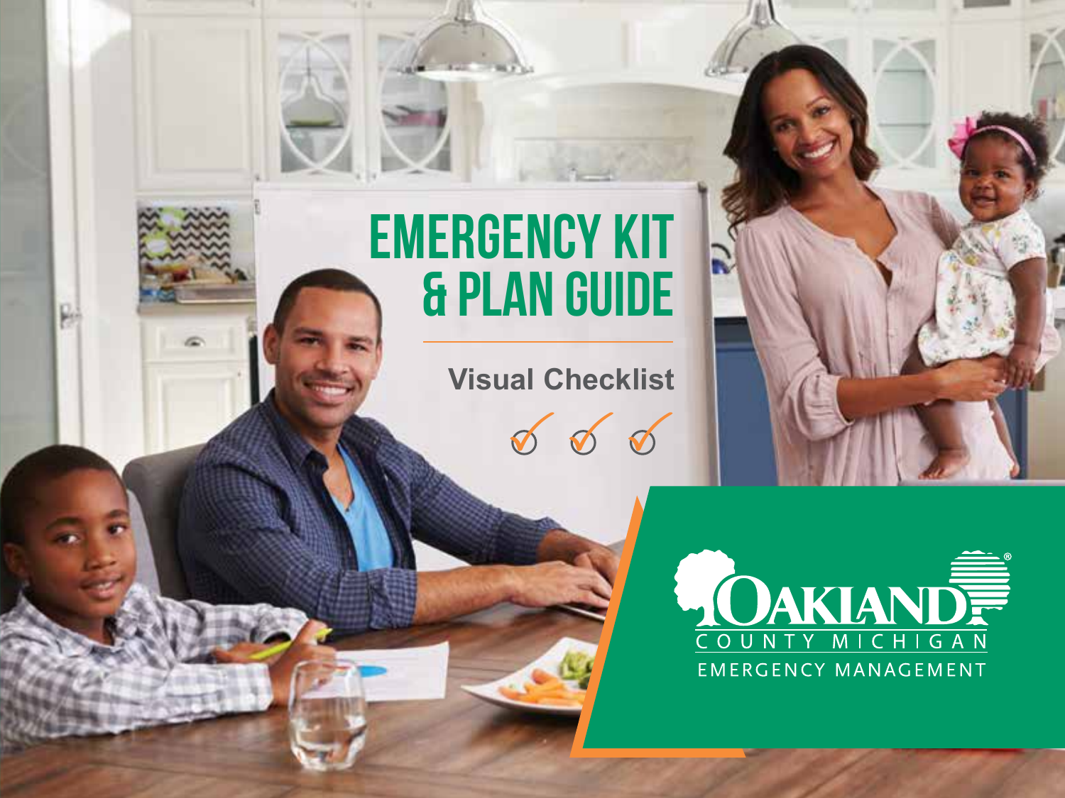# EMERGENCY KIT & PLAN GUIDE

Visual Checklist

OAKLAND COUNTY MICHIGAN

EMERGENCY MANAGEMENT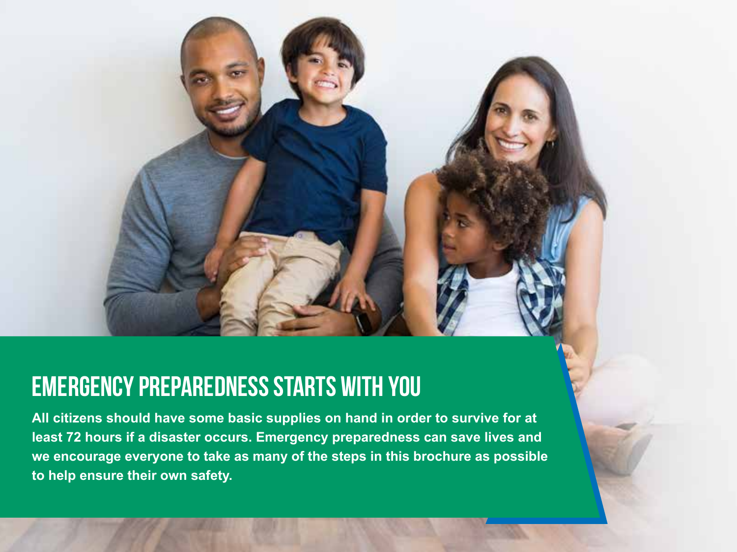# EMERGENCY PREPAREDNESS STARTS WITH YOU

**All citizens should have some basic supplies on hand in order to survive for at least 72 hours if a disaster occurs. Emergency preparedness can save lives and we encourage everyone to take as many of the steps in this brochure as possible to help ensure their own safety.**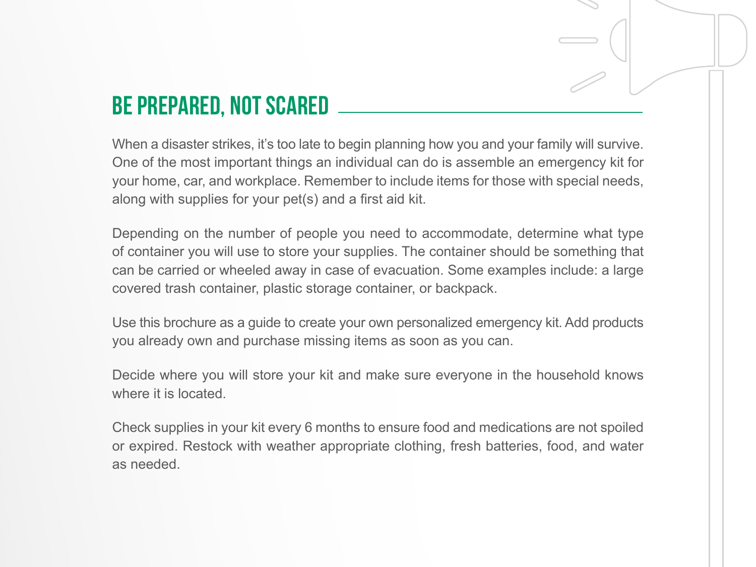## BE PREPARED, NOT SCARED

When a disaster strikes, it's too late to begin planning how you and your family will survive. One of the most important things an individual can do is assemble an emergency kit for your home, car, and workplace. Remember to include items for those with special needs, along with supplies for your pet(s) and a first aid kit.

Depending on the number of people you need to accommodate, determine what type of container you will use to store your supplies. The container should be something that can be carried or wheeled away in case of evacuation. Some examples include: a large covered trash container, plastic storage container, or backpack.

Use this brochure as a guide to create your own personalized emergency kit. Add products you already own and purchase missing items as soon as you can.

Decide where you will store your kit and make sure everyone in the household knows where it is located.

Check supplies in your kit every 6 months to ensure food and medications are not spoiled or expired. Restock with weather appropriate clothing, fresh batteries, food, and water as needed.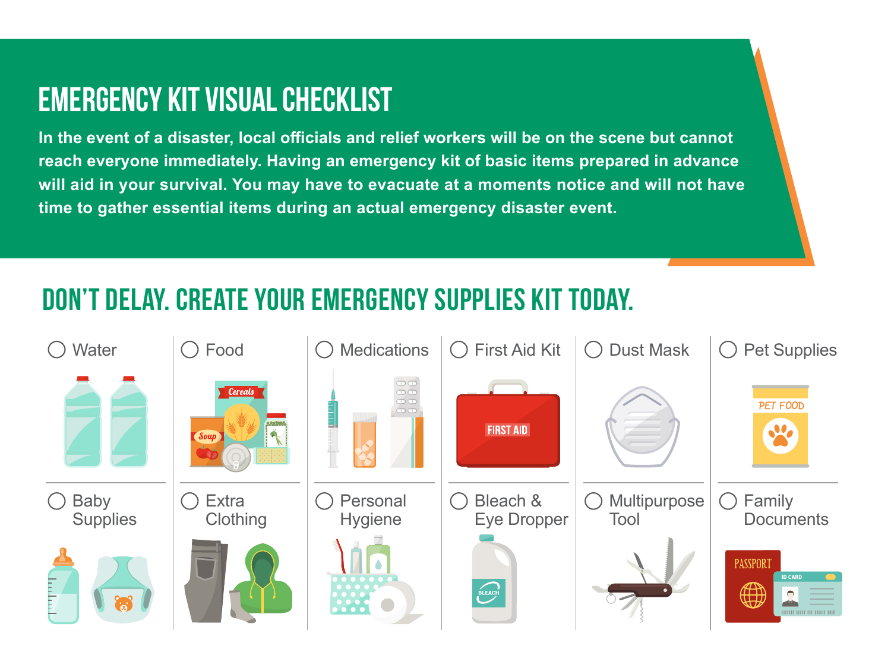# EMERGENCY KIT VISUAL CHECKLIST

**In the event of a disaster, local officials and relief workers will be on the scene but cannot reach everyone immediately. Having an emergency kit of basic items prepared in advance will aid in your survival. You may have to evacuate at a moments notice and will not have time to gather essential items during an actual emergency disaster event.**

## DON'T DELAY. CREATE YOUR EMERGENCY SUPPLIES KIT TODAY.

- ◯ Water
- ◯ Food
- ◯ Medications
- ◯ First Aid Kit
- ◯ Dust Mask
- ◯ Pet Supplies
- ◯ Baby Supplies
- ◯ Extra Clothing
- ◯ Personal Hygiene
- ◯ Bleach & Eye Dropper
- ◯ Multipurpose Tool
- ◯ Family Documents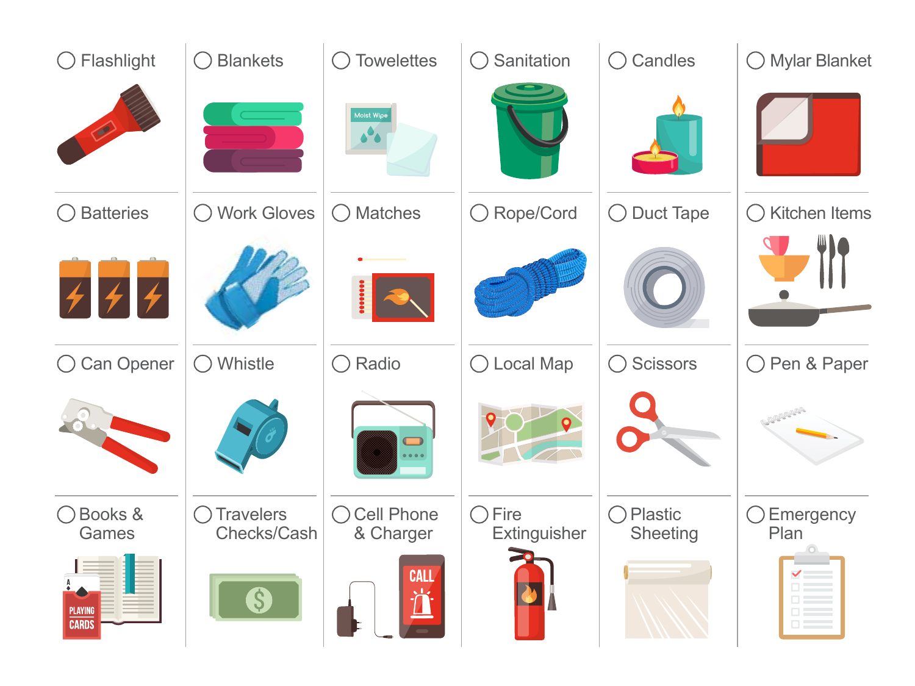| | | | | | |
|---|---|---|---|---|---|
| ◯ Flashlight | ◯ Blankets | ◯ Towelettes | ◯ Sanitation | ◯ Candles | ◯ Mylar Blanket |
| ◯ Batteries | ◯ Work Gloves | ◯ Matches | ◯ Rope/Cord | ◯ Duct Tape | ◯ Kitchen Items |
| ◯ Can Opener | ◯ Whistle | ◯ Radio | ◯ Local Map | ◯ Scissors | ◯ Pen & Paper |
| ◯ Books & Games | ◯ Travelers Checks/Cash | ◯ Cell Phone & Charger | ◯ Fire Extinguisher | ◯ Plastic Sheeting | ◯ Emergency Plan |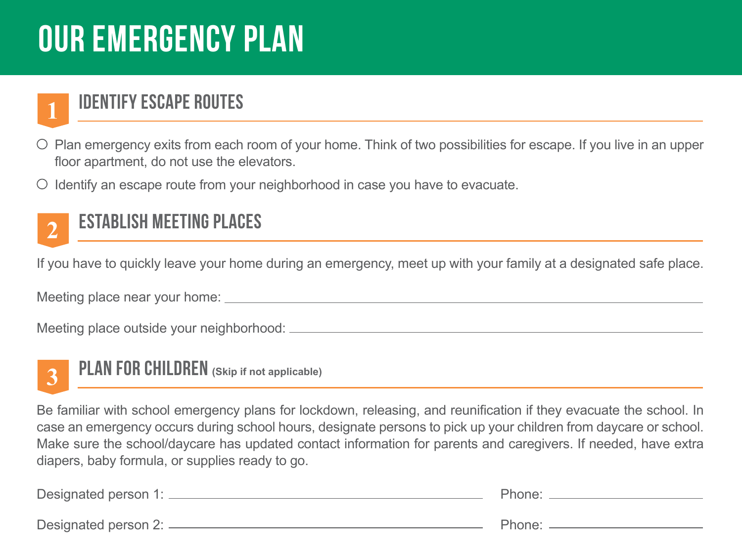# OUR EMERGENCY PLAN

## 1 IDENTIFY ESCAPE ROUTES

- ○ Plan emergency exits from each room of your home. Think of two possibilities for escape. If you live in an upper floor apartment, do not use the elevators.
- ○ Identify an escape route from your neighborhood in case you have to evacuate.

## 2 ESTABLISH MEETING PLACES

If you have to quickly leave your home during an emergency, meet up with your family at a designated safe place.

Meeting place near your home: ______________________________

Meeting place outside your neighborhood: ______________________________

## 3 PLAN FOR CHILDREN **(Skip if not applicable)**

Be familiar with school emergency plans for lockdown, releasing, and reunification if they evacuate the school. In case an emergency occurs during school hours, designate persons to pick up your children from daycare or school. Make sure the school/daycare has updated contact information for parents and caregivers. If needed, have extra diapers, baby formula, or supplies ready to go.

Designated person 1: ______________________________ Phone: ______________

Designated person 2: ______________________________ Phone: ______________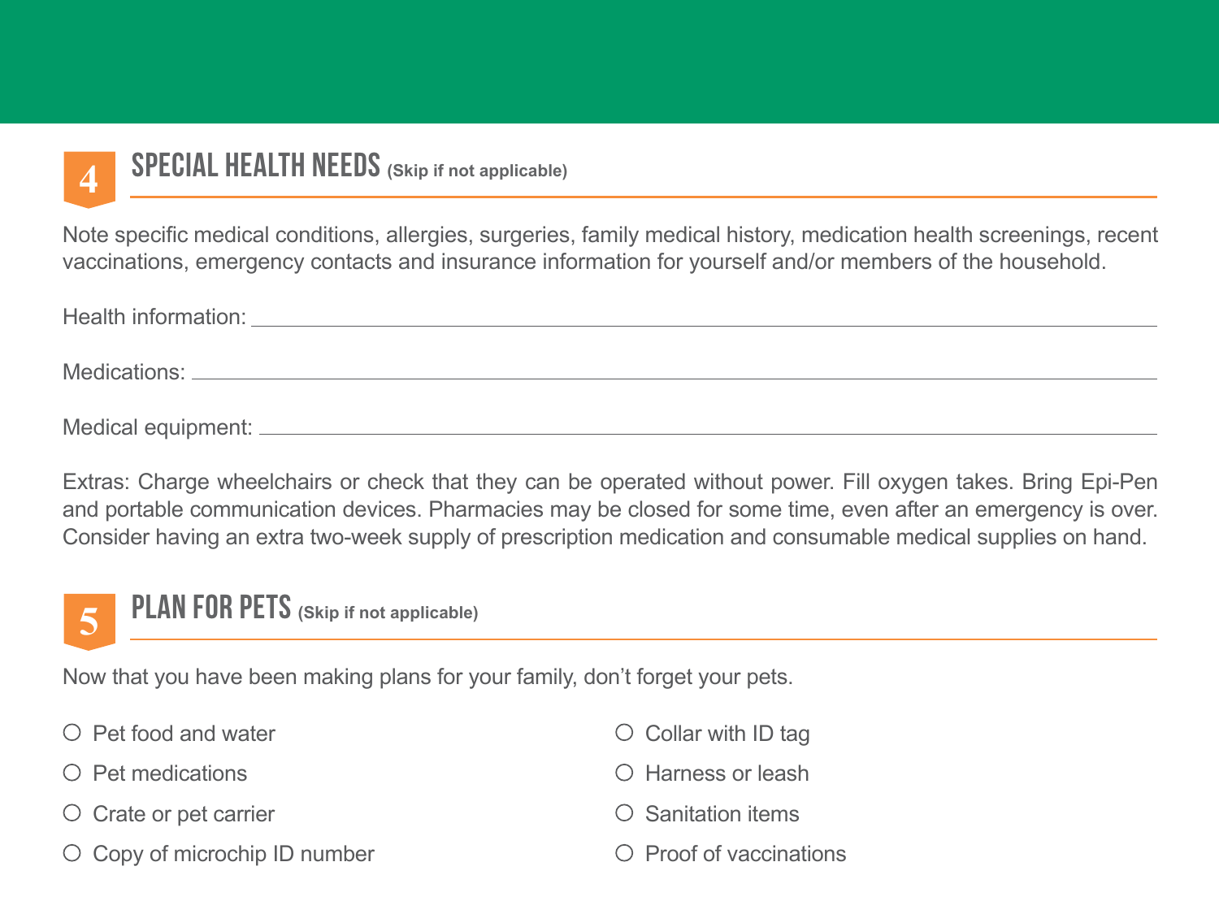## 4 SPECIAL HEALTH NEEDS (Skip if not applicable)

Note specific medical conditions, allergies, surgeries, family medical history, medication health screenings, recent vaccinations, emergency contacts and insurance information for yourself and/or members of the household.

Health information: ______________________________________________

Medications: ______________________________________________

Medical equipment: ______________________________________________

Extras: Charge wheelchairs or check that they can be operated without power. Fill oxygen takes. Bring Epi-Pen and portable communication devices. Pharmacies may be closed for some time, even after an emergency is over. Consider having an extra two-week supply of prescription medication and consumable medical supplies on hand.

## 5 PLAN FOR PETS (Skip if not applicable)

Now that you have been making plans for your family, don't forget your pets.

- ○ Pet food and water
- ○ Pet medications
- ○ Crate or pet carrier
- ○ Copy of microchip ID number
- ○ Collar with ID tag
- ○ Harness or leash
- ○ Sanitation items
- ○ Proof of vaccinations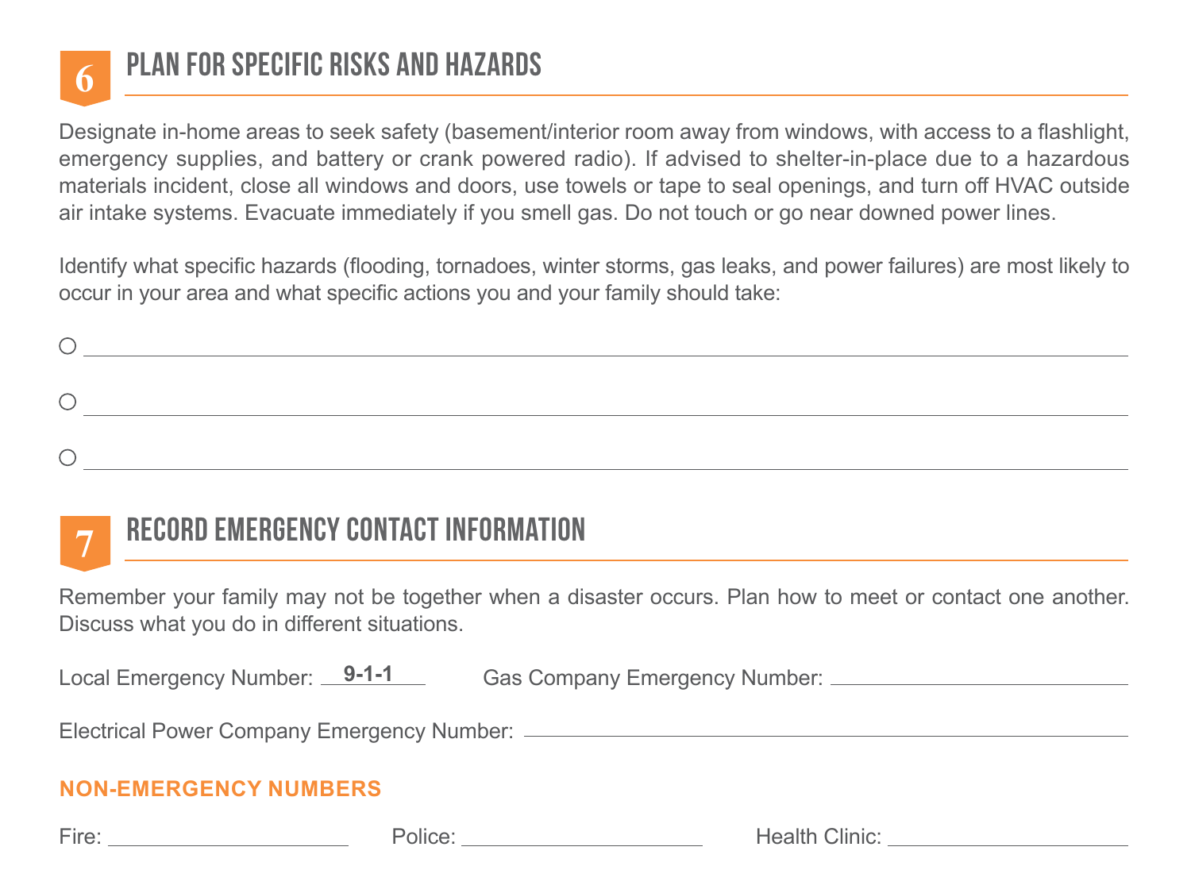## 6 PLAN FOR SPECIFIC RISKS AND HAZARDS

Designate in-home areas to seek safety (basement/interior room away from windows, with access to a flashlight, emergency supplies, and battery or crank powered radio). If advised to shelter-in-place due to a hazardous materials incident, close all windows and doors, use towels or tape to seal openings, and turn off HVAC outside air intake systems. Evacuate immediately if you smell gas. Do not touch or go near downed power lines.

Identify what specific hazards (flooding, tornadoes, winter storms, gas leaks, and power failures) are most likely to occur in your area and what specific actions you and your family should take:

- ○ ______________________________
- ○ ______________________________
- ○ ______________________________

## 7 RECORD EMERGENCY CONTACT INFORMATION

Remember your family may not be together when a disaster occurs. Plan how to meet or contact one another. Discuss what you do in different situations.

Local Emergency Number: **9-1-1** Gas Company Emergency Number: ______________

Electrical Power Company Emergency Number: ______________

**NON-EMERGENCY NUMBERS**

Fire: ______________ Police: ______________ Health Clinic: ______________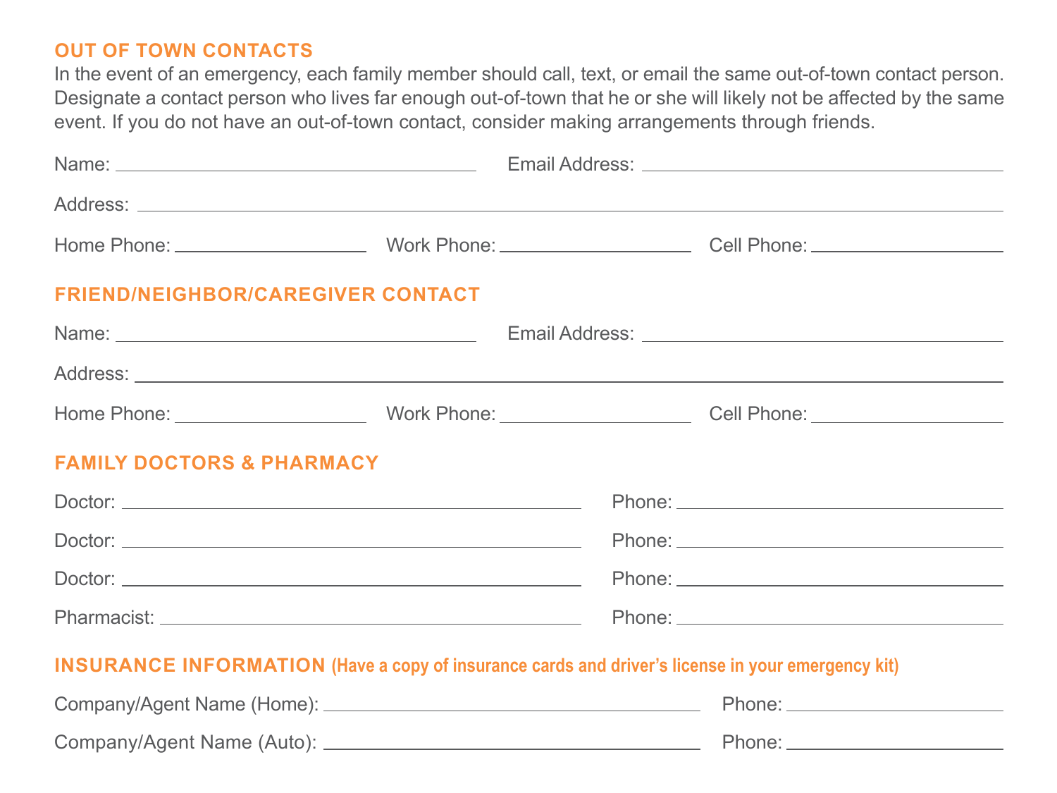## OUT OF TOWN CONTACTS

In the event of an emergency, each family member should call, text, or email the same out-of-town contact person. Designate a contact person who lives far enough out-of-town that he or she will likely not be affected by the same event. If you do not have an out-of-town contact, consider making arrangements through friends.

Name: ______________________ Email Address: ______________________

Address: ____________________________________________

Home Phone: ____________ Work Phone: ____________ Cell Phone: ____________

## FRIEND/NEIGHBOR/CAREGIVER CONTACT

Name: ______________________ Email Address: ______________________

Address: ____________________________________________

Home Phone: ____________ Work Phone: ____________ Cell Phone: ____________

## FAMILY DOCTORS & PHARMACY

Doctor: ______________________ Phone: ______________________

Doctor: ______________________ Phone: ______________________

Doctor: ______________________ Phone: ______________________

Pharmacist: ______________________ Phone: ______________________

## INSURANCE INFORMATION (Have a copy of insurance cards and driver's license in your emergency kit)

Company/Agent Name (Home): ______________________ Phone: ____________

Company/Agent Name (Auto): ______________________ Phone: ____________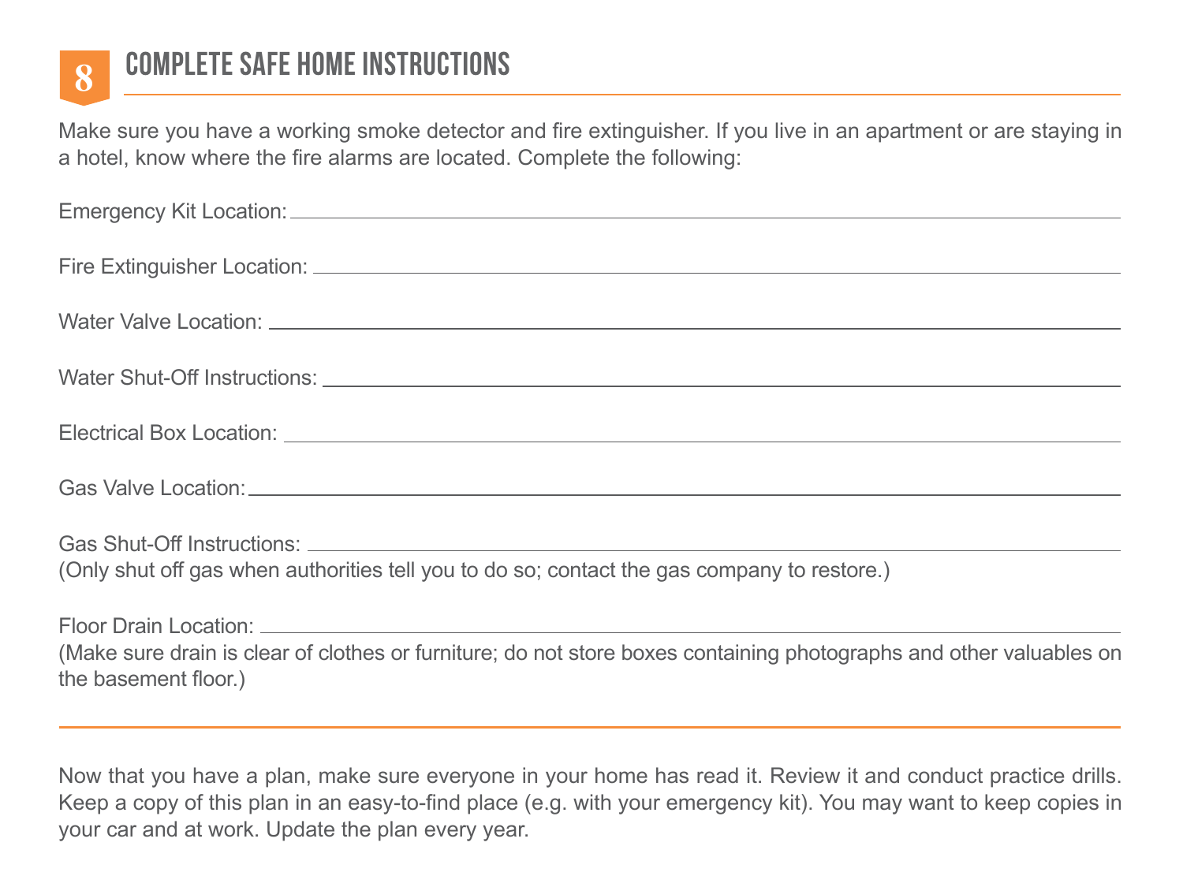## 8 COMPLETE SAFE HOME INSTRUCTIONS

Make sure you have a working smoke detector and fire extinguisher. If you live in an apartment or are staying in a hotel, know where the fire alarms are located. Complete the following:

Emergency Kit Location: ______________________________

Fire Extinguisher Location: ______________________________

Water Valve Location: ______________________________

Water Shut-Off Instructions: ______________________________

Electrical Box Location: ______________________________

Gas Valve Location: ______________________________

Gas Shut-Off Instructions: ______________________________
(Only shut off gas when authorities tell you to do so; contact the gas company to restore.)

Floor Drain Location: ______________________________
(Make sure drain is clear of clothes or furniture; do not store boxes containing photographs and other valuables on the basement floor.)

---

Now that you have a plan, make sure everyone in your home has read it. Review it and conduct practice drills. Keep a copy of this plan in an easy-to-find place (e.g. with your emergency kit). You may want to keep copies in your car and at work. Update the plan every year.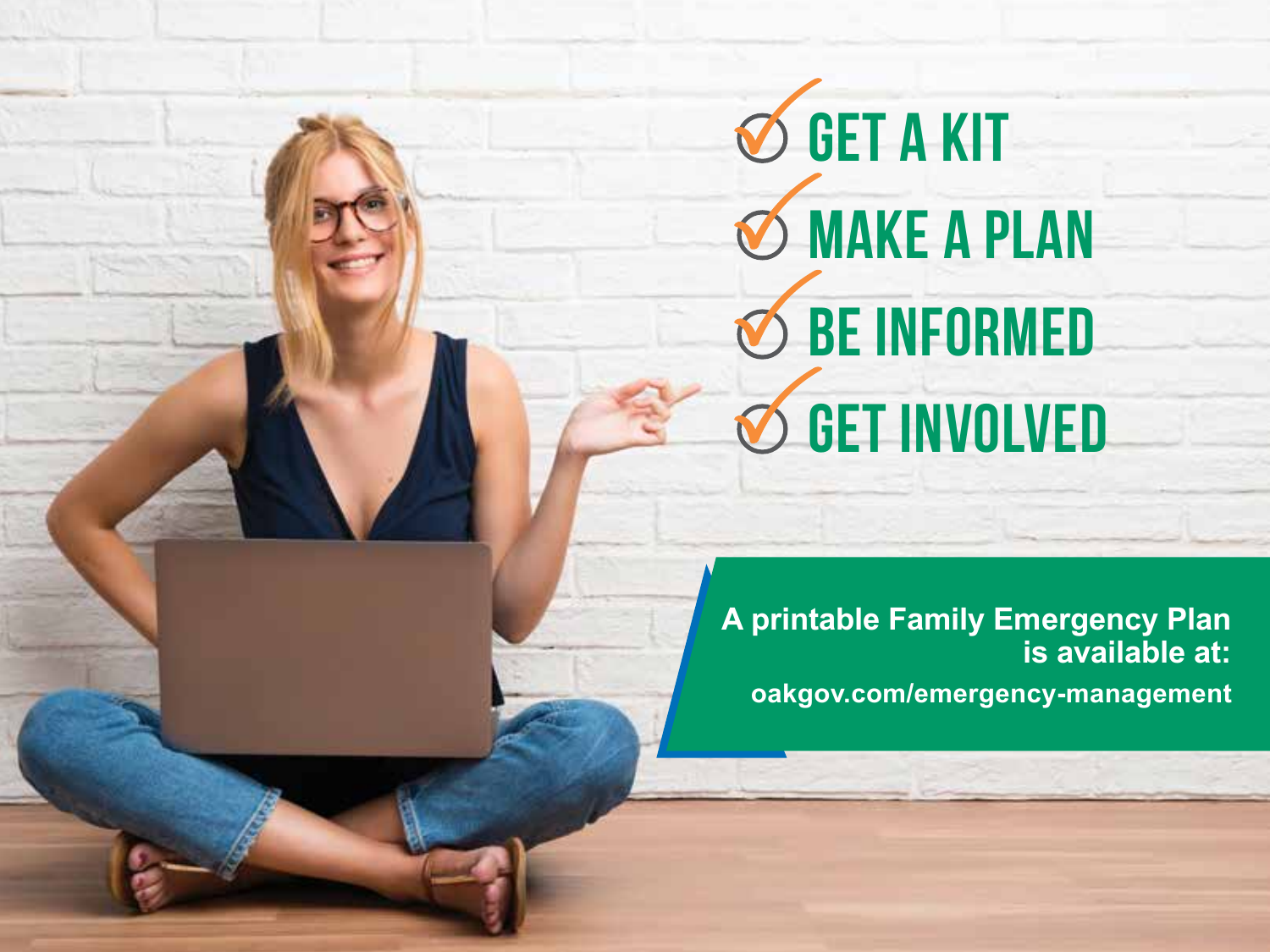- GET A KIT
- MAKE A PLAN
- BE INFORMED
- GET INVOLVED

**A printable Family Emergency Plan is available at:**

**oakgov.com/emergency-management**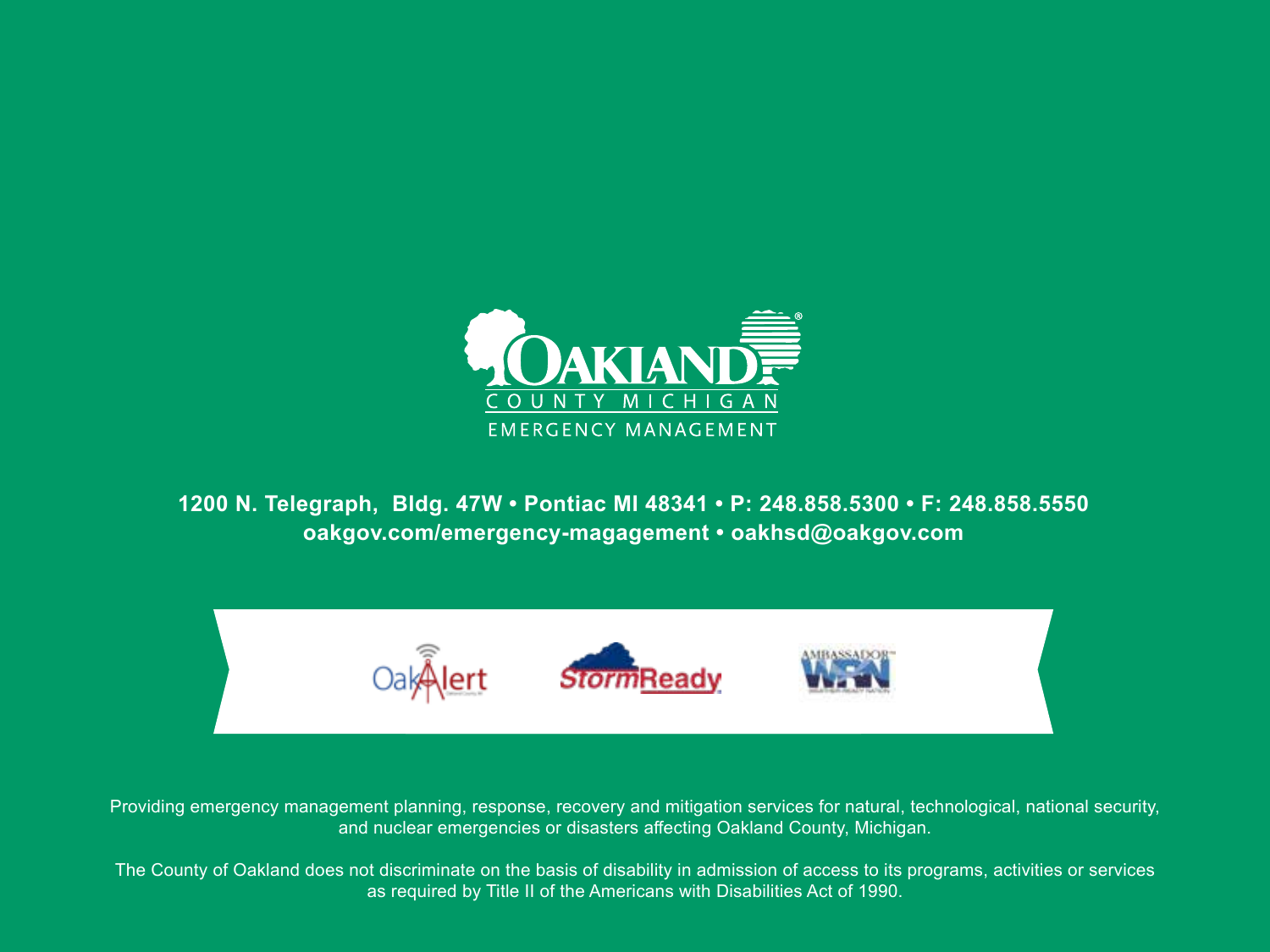OAKLAND COUNTY MICHIGAN

EMERGENCY MANAGEMENT

**1200 N. Telegraph, Bldg. 47W • Pontiac MI 48341 • P: 248.858.5300 • F: 248.858.5550**
**oakgov.com/emergency-magagement • oakhsd@oakgov.com**

OakAlert StormReady AMBASSADOR WRN

Providing emergency management planning, response, recovery and mitigation services for natural, technological, national security, and nuclear emergencies or disasters affecting Oakland County, Michigan.

The County of Oakland does not discriminate on the basis of disability in admission of access to its programs, activities or services as required by Title II of the Americans with Disabilities Act of 1990.